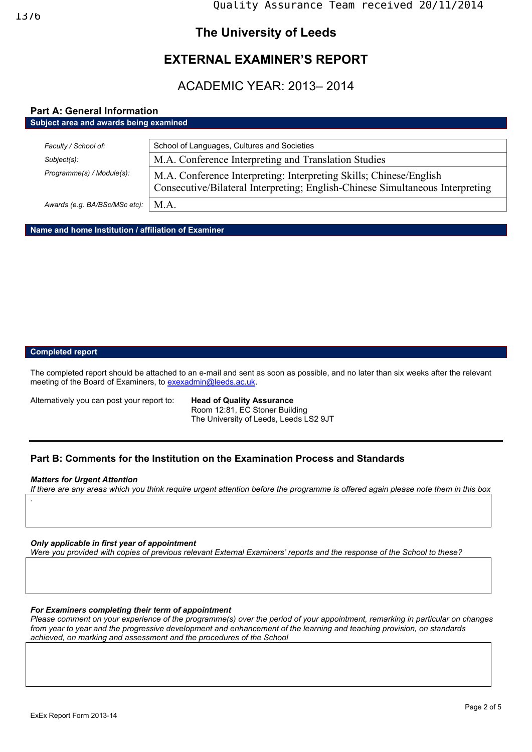Quality Assurance Team received 20/11/2014

1376

# The University of Leeds

# EXTERNAL EXAMINER'S REPORT

## ACADEMIC YEAR: 2013– 2014

## Part A: General Information

**Subject area and awards being examined**

| | |
|---|---|
| *Faculty / School of:* | School of Languages, Cultures and Societies |
| *Subject(s):* | M.A. Conference Interpreting and Translation Studies |
| *Programme(s) / Module(s):* | M.A. Conference Interpreting: Interpreting Skills; Chinese/English Consecutive/Bilateral Interpreting; English-Chinese Simultaneous Interpreting |
| *Awards (e.g. BA/BSc/MSc etc):* | M.A. |

**Name and home Institution / affiliation of Examiner**

**Completed report**

The completed report should be attached to an e-mail and sent as soon as possible, and no later than six weeks after the relevant meeting of the Board of Examiners, to exexadmin@leeds.ac.uk.

Alternatively you can post your report to:

**Head of Quality Assurance**
Room 12:81, EC Stoner Building
The University of Leeds, Leeds LS2 9JT

---

## Part B: Comments for the Institution on the Examination Process and Standards

***Matters for Urgent Attention***

*If there are any areas which you think require urgent attention before the programme is offered again please note them in this box*

.

***Only applicable in first year of appointment***

*Were you provided with copies of previous relevant External Examiners' reports and the response of the School to these?*

***For Examiners completing their term of appointment***

*Please comment on your experience of the programme(s) over the period of your appointment, remarking in particular on changes from year to year and the progressive development and enhancement of the learning and teaching provision, on standards achieved, on marking and assessment and the procedures of the School*

ExEx Report Form 2013-14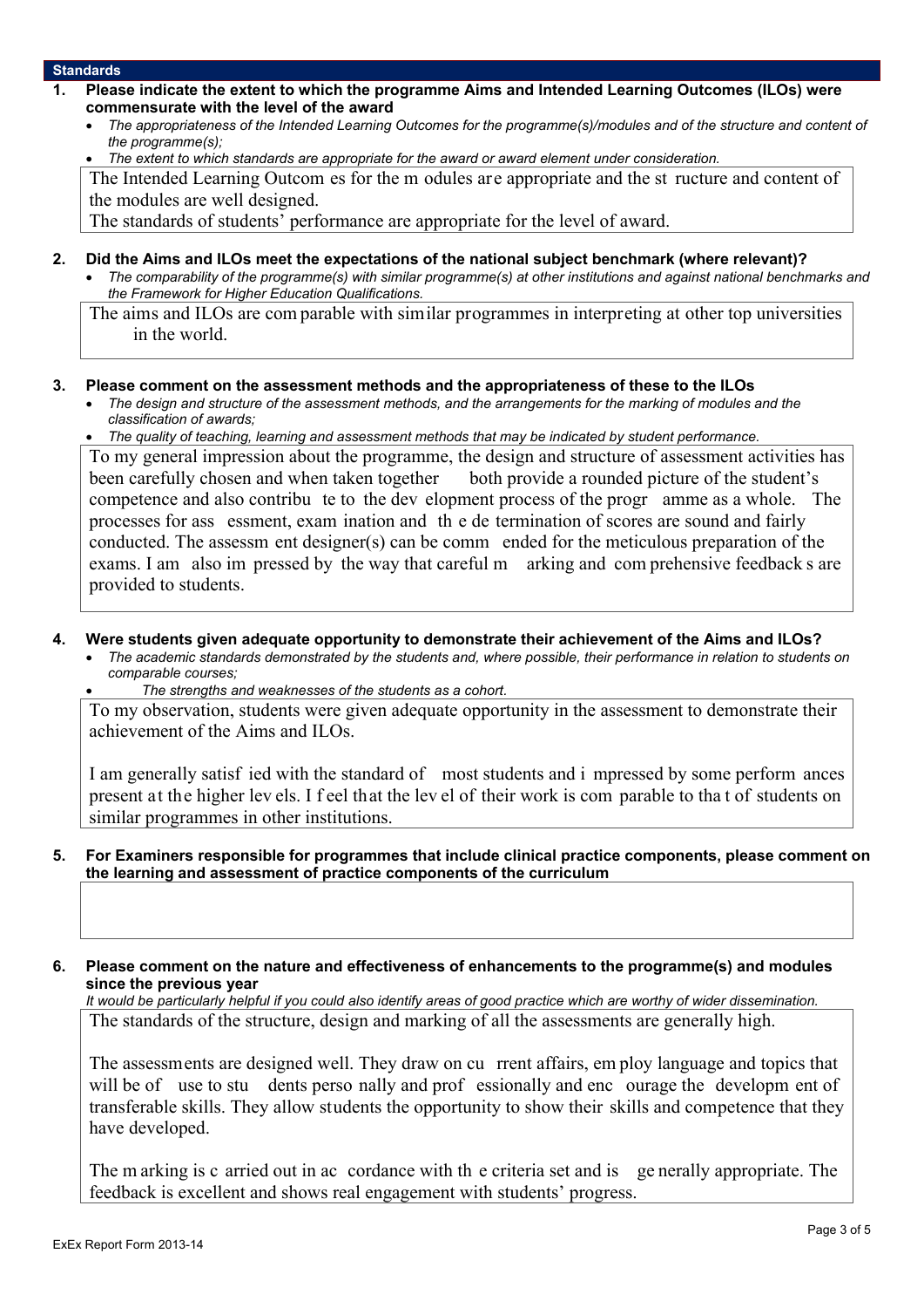## Standards

**1. Please indicate the extent to which the programme Aims and Intended Learning Outcomes (ILOs) were commensurate with the level of the award**

- *The appropriateness of the Intended Learning Outcomes for the programme(s)/modules and of the structure and content of the programme(s);*
- *The extent to which standards are appropriate for the award or award element under consideration.*

The Intended Learning Outcomes for the modules are appropriate and the structure and content of the modules are well designed.
The standards of students' performance are appropriate for the level of award.

**2. Did the Aims and ILOs meet the expectations of the national subject benchmark (where relevant)?**

- *The comparability of the programme(s) with similar programme(s) at other institutions and against national benchmarks and the Framework for Higher Education Qualifications.*

The aims and ILOs are comparable with similar programmes in interpreting at other top universities in the world.

**3. Please comment on the assessment methods and the appropriateness of these to the ILOs**

- *The design and structure of the assessment methods, and the arrangements for the marking of modules and the classification of awards;*
- *The quality of teaching, learning and assessment methods that may be indicated by student performance.*

To my general impression about the programme, the design and structure of assessment activities has been carefully chosen and when taken together both provide a rounded picture of the student's competence and also contribute to the development process of the programme as a whole. The processes for assessment, examination and the determination of scores are sound and fairly conducted. The assessment designer(s) can be commended for the meticulous preparation of the exams. I am also impressed by the way that careful marking and comprehensive feedbacks are provided to students.

**4. Were students given adequate opportunity to demonstrate their achievement of the Aims and ILOs?**

- *The academic standards demonstrated by the students and, where possible, their performance in relation to students on comparable courses;*
- *The strengths and weaknesses of the students as a cohort.*

To my observation, students were given adequate opportunity in the assessment to demonstrate their achievement of the Aims and ILOs.

I am generally satisfied with the standard of most students and impressed by some performances present at the higher levels. I feel that the level of their work is comparable to that of students on similar programmes in other institutions.

**5. For Examiners responsible for programmes that include clinical practice components, please comment on the learning and assessment of practice components of the curriculum**

**6. Please comment on the nature and effectiveness of enhancements to the programme(s) and modules since the previous year**

*It would be particularly helpful if you could also identify areas of good practice which are worthy of wider dissemination.*

The standards of the structure, design and marking of all the assessments are generally high.

The assessments are designed well. They draw on current affairs, employ language and topics that will be of use to students personally and professionally and encourage the development of transferable skills. They allow students the opportunity to show their skills and competence that they have developed.

The marking is carried out in accordance with the criteria set and is generally appropriate. The feedback is excellent and shows real engagement with students' progress.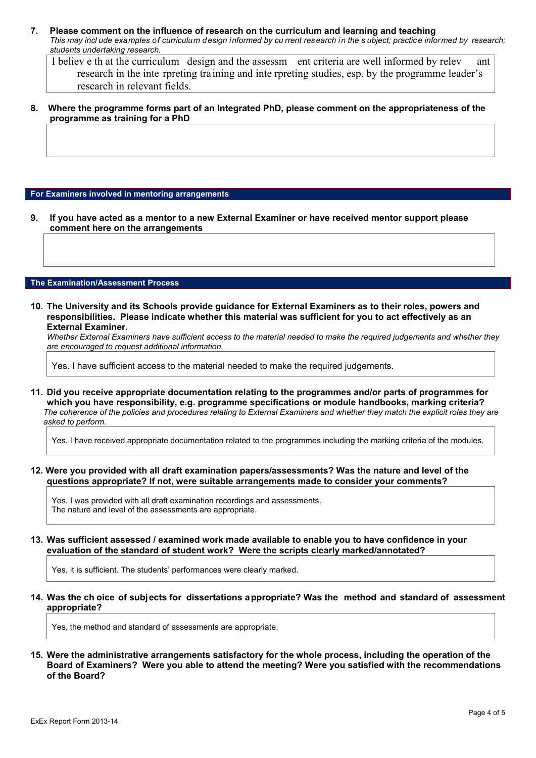**7. Please comment on the influence of research on the curriculum and learning and teaching**

*This may include examples of curriculum design informed by current research in the subject; practice informed by research; students undertaking research.*

I believe that the curriculum design and the assessment criteria are well informed by relevant research in the interpreting training and interpreting studies, esp. by the programme leader's research in relevant fields.

**8. Where the programme forms part of an Integrated PhD, please comment on the appropriateness of the programme as training for a PhD**

## For Examiners involved in mentoring arrangements

**9. If you have acted as a mentor to a new External Examiner or have received mentor support please comment here on the arrangements**

## The Examination/Assessment Process

**10. The University and its Schools provide guidance for External Examiners as to their roles, powers and responsibilities. Please indicate whether this material was sufficient for you to act effectively as an External Examiner.**

*Whether External Examiners have sufficient access to the material needed to make the required judgements and whether they are encouraged to request additional information.*

Yes. I have sufficient access to the material needed to make the required judgements.

**11. Did you receive appropriate documentation relating to the programmes and/or parts of programmes for which you have responsibility, e.g. programme specifications or module handbooks, marking criteria?**

*The coherence of the policies and procedures relating to External Examiners and whether they match the explicit roles they are asked to perform.*

Yes. I have received appropriate documentation related to the programmes including the marking criteria of the modules.

**12. Were you provided with all draft examination papers/assessments? Was the nature and level of the questions appropriate? If not, were suitable arrangements made to consider your comments?**

Yes. I was provided with all draft examination recordings and assessments.
The nature and level of the assessments are appropriate.

**13. Was sufficient assessed / examined work made available to enable you to have confidence in your evaluation of the standard of student work? Were the scripts clearly marked/annotated?**

Yes, it is sufficient. The students' performances were clearly marked.

**14. Was the choice of subjects for dissertations appropriate? Was the method and standard of assessment appropriate?**

Yes, the method and standard of assessments are appropriate.

**15. Were the administrative arrangements satisfactory for the whole process, including the operation of the Board of Examiners? Were you able to attend the meeting? Were you satisfied with the recommendations of the Board?**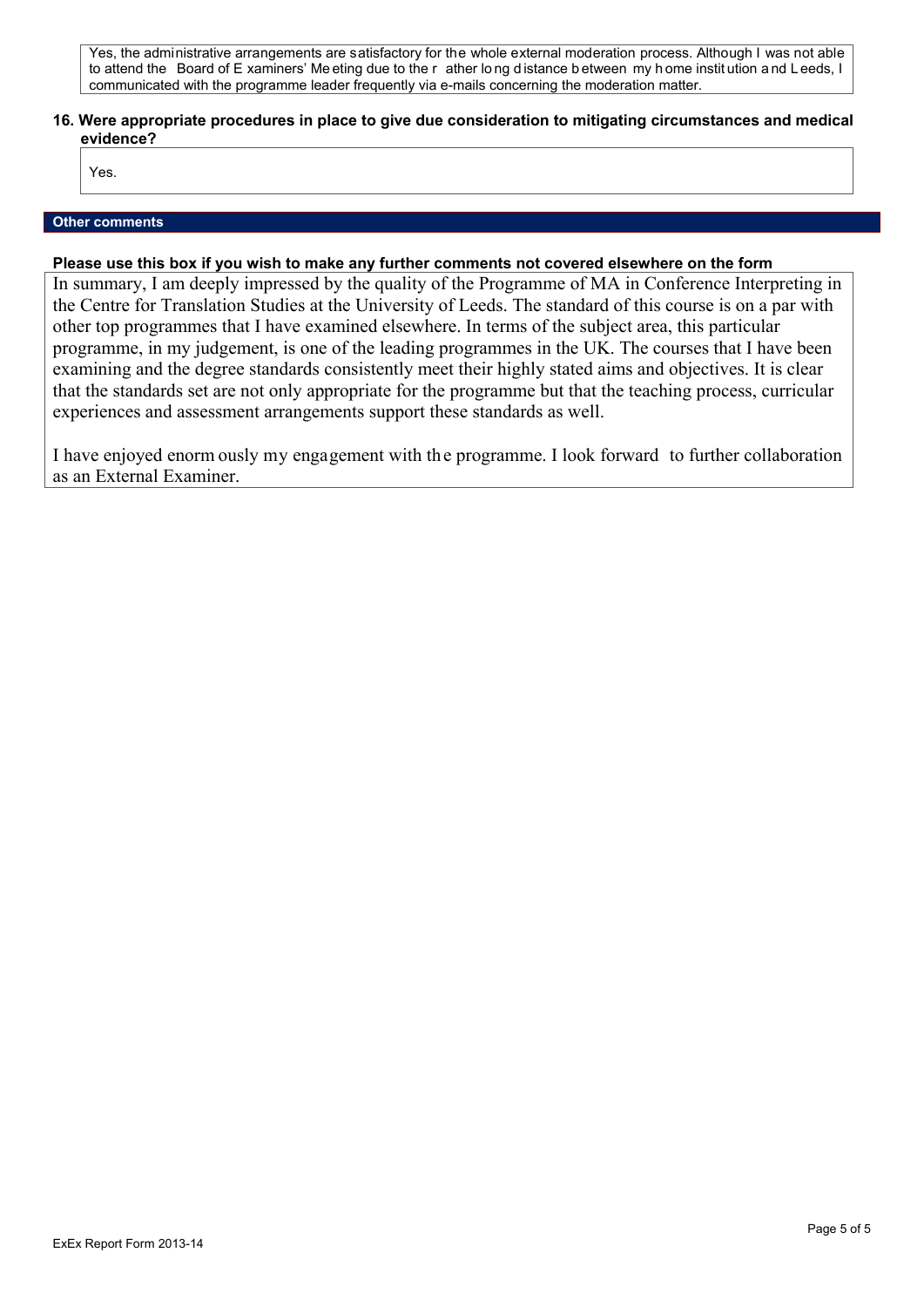Yes, the administrative arrangements are satisfactory for the whole external moderation process. Although I was not able to attend the Board of Examiners' Meeting due to the rather long distance between my home institution and Leeds, I communicated with the programme leader frequently via e-mails concerning the moderation matter.

**16. Were appropriate procedures in place to give due consideration to mitigating circumstances and medical evidence?**

Yes.

## Other comments

**Please use this box if you wish to make any further comments not covered elsewhere on the form**

In summary, I am deeply impressed by the quality of the Programme of MA in Conference Interpreting in the Centre for Translation Studies at the University of Leeds. The standard of this course is on a par with other top programmes that I have examined elsewhere. In terms of the subject area, this particular programme, in my judgement, is one of the leading programmes in the UK. The courses that I have been examining and the degree standards consistently meet their highly stated aims and objectives. It is clear that the standards set are not only appropriate for the programme but that the teaching process, curricular experiences and assessment arrangements support these standards as well.

I have enjoyed enormously my engagement with the programme. I look forward to further collaboration as an External Examiner.

ExEx Report Form 2013-14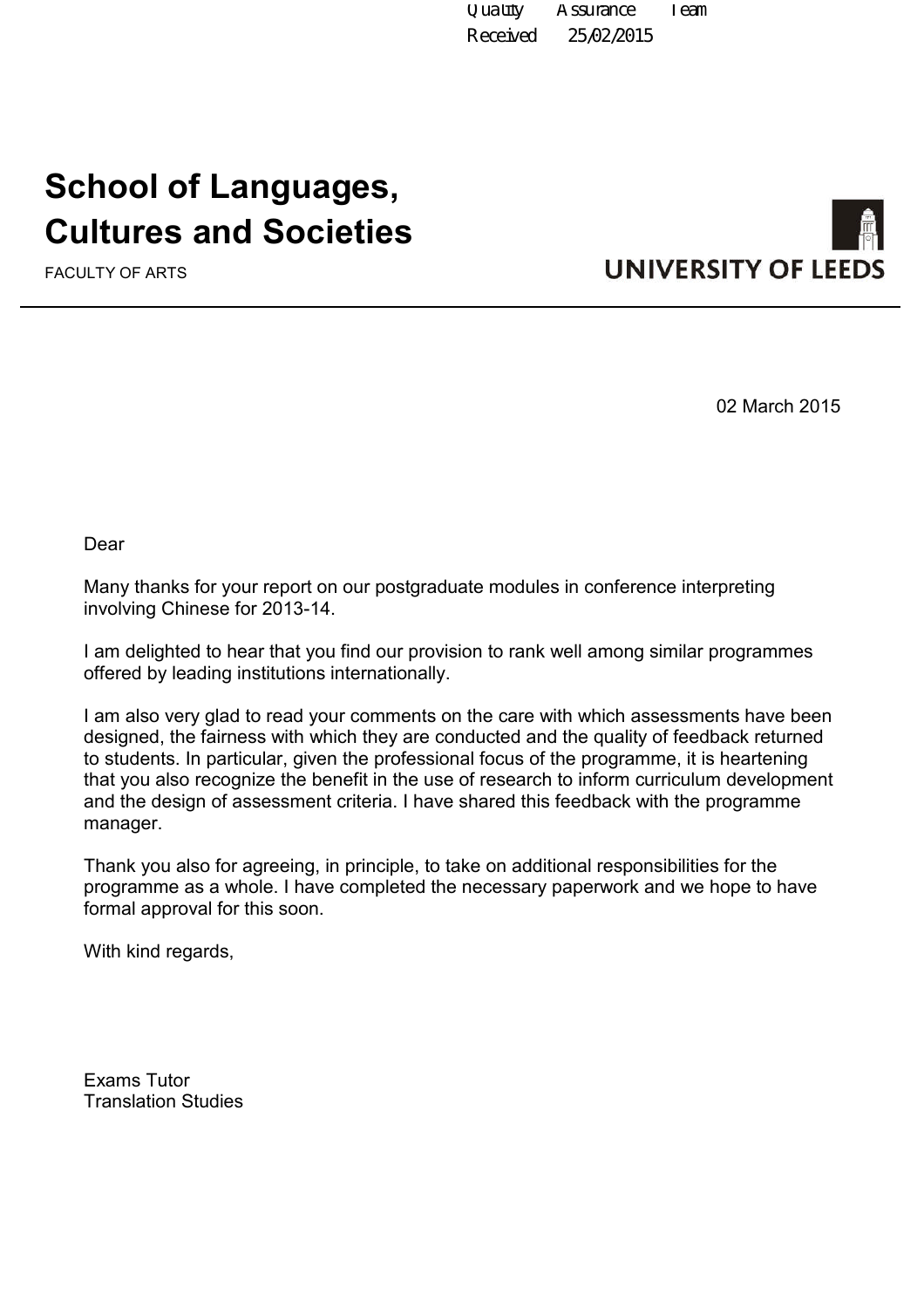Quality Assurance Team
Received 25/02/2015

# School of Languages, Cultures and Societies

FACULTY OF ARTS

UNIVERSITY OF LEEDS

02 March 2015

Dear

Many thanks for your report on our postgraduate modules in conference interpreting involving Chinese for 2013-14.

I am delighted to hear that you find our provision to rank well among similar programmes offered by leading institutions internationally.

I am also very glad to read your comments on the care with which assessments have been designed, the fairness with which they are conducted and the quality of feedback returned to students. In particular, given the professional focus of the programme, it is heartening that you also recognize the benefit in the use of research to inform curriculum development and the design of assessment criteria. I have shared this feedback with the programme manager.

Thank you also for agreeing, in principle, to take on additional responsibilities for the programme as a whole. I have completed the necessary paperwork and we hope to have formal approval for this soon.

With kind regards,

Exams Tutor
Translation Studies